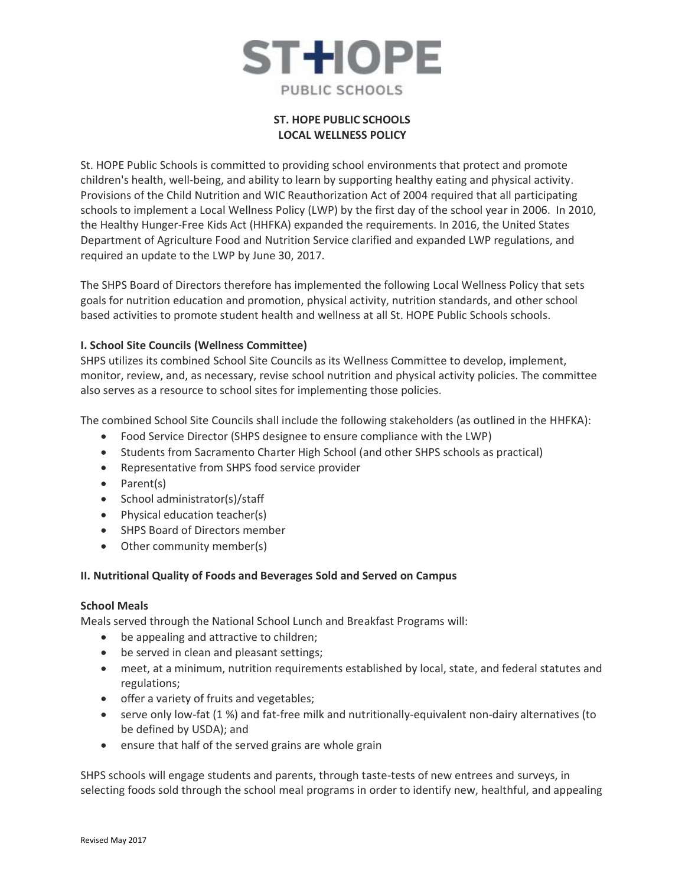ST HOPE
PUBLIC SCHOOLS

# ST. HOPE PUBLIC SCHOOLS
# LOCAL WELLNESS POLICY

St. HOPE Public Schools is committed to providing school environments that protect and promote children's health, well-being, and ability to learn by supporting healthy eating and physical activity. Provisions of the Child Nutrition and WIC Reauthorization Act of 2004 required that all participating schools to implement a Local Wellness Policy (LWP) by the first day of the school year in 2006. In 2010, the Healthy Hunger-Free Kids Act (HHFKA) expanded the requirements. In 2016, the United States Department of Agriculture Food and Nutrition Service clarified and expanded LWP regulations, and required an update to the LWP by June 30, 2017.

The SHPS Board of Directors therefore has implemented the following Local Wellness Policy that sets goals for nutrition education and promotion, physical activity, nutrition standards, and other school based activities to promote student health and wellness at all St. HOPE Public Schools schools.

## I. School Site Councils (Wellness Committee)

SHPS utilizes its combined School Site Councils as its Wellness Committee to develop, implement, monitor, review, and, as necessary, revise school nutrition and physical activity policies. The committee also serves as a resource to school sites for implementing those policies.

The combined School Site Councils shall include the following stakeholders (as outlined in the HHFKA):

- Food Service Director (SHPS designee to ensure compliance with the LWP)
- Students from Sacramento Charter High School (and other SHPS schools as practical)
- Representative from SHPS food service provider
- Parent(s)
- School administrator(s)/staff
- Physical education teacher(s)
- SHPS Board of Directors member
- Other community member(s)

## II. Nutritional Quality of Foods and Beverages Sold and Served on Campus

### School Meals

Meals served through the National School Lunch and Breakfast Programs will:

- be appealing and attractive to children;
- be served in clean and pleasant settings;
- meet, at a minimum, nutrition requirements established by local, state, and federal statutes and regulations;
- offer a variety of fruits and vegetables;
- serve only low-fat (1 %) and fat-free milk and nutritionally-equivalent non-dairy alternatives (to be defined by USDA); and
- ensure that half of the served grains are whole grain

SHPS schools will engage students and parents, through taste-tests of new entrees and surveys, in selecting foods sold through the school meal programs in order to identify new, healthful, and appealing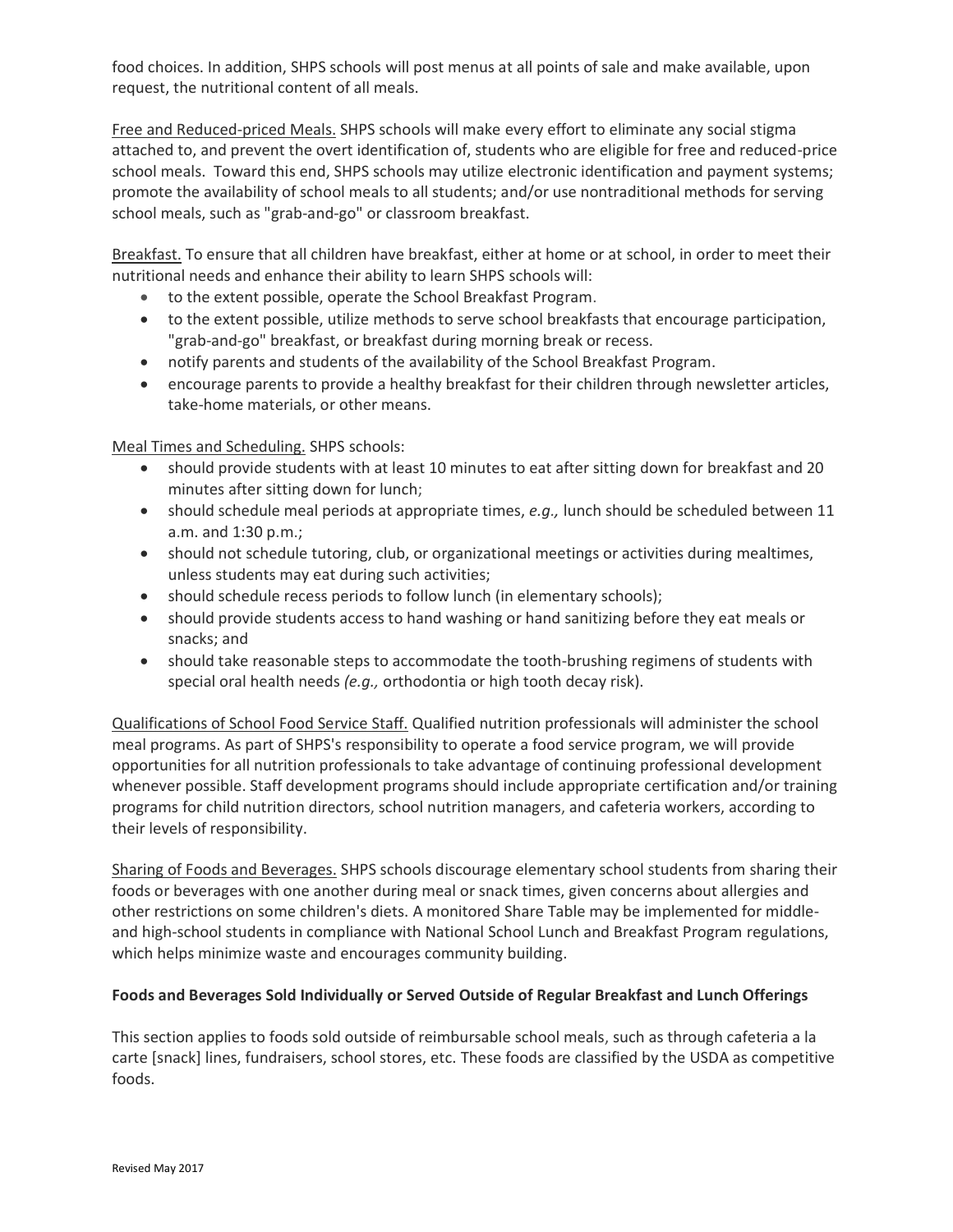food choices. In addition, SHPS schools will post menus at all points of sale and make available, upon request, the nutritional content of all meals.

Free and Reduced-priced Meals. SHPS schools will make every effort to eliminate any social stigma attached to, and prevent the overt identification of, students who are eligible for free and reduced-price school meals. Toward this end, SHPS schools may utilize electronic identification and payment systems; promote the availability of school meals to all students; and/or use nontraditional methods for serving school meals, such as "grab-and-go" or classroom breakfast.

Breakfast. To ensure that all children have breakfast, either at home or at school, in order to meet their nutritional needs and enhance their ability to learn SHPS schools will:

- to the extent possible, operate the School Breakfast Program.
- to the extent possible, utilize methods to serve school breakfasts that encourage participation, "grab-and-go" breakfast, or breakfast during morning break or recess.
- notify parents and students of the availability of the School Breakfast Program.
- encourage parents to provide a healthy breakfast for their children through newsletter articles, take-home materials, or other means.

Meal Times and Scheduling. SHPS schools:

- should provide students with at least 10 minutes to eat after sitting down for breakfast and 20 minutes after sitting down for lunch;
- should schedule meal periods at appropriate times, *e.g.,* lunch should be scheduled between 11 a.m. and 1:30 p.m.;
- should not schedule tutoring, club, or organizational meetings or activities during mealtimes, unless students may eat during such activities;
- should schedule recess periods to follow lunch (in elementary schools);
- should provide students access to hand washing or hand sanitizing before they eat meals or snacks; and
- should take reasonable steps to accommodate the tooth-brushing regimens of students with special oral health needs *(e.g.,* orthodontia or high tooth decay risk).

Qualifications of School Food Service Staff. Qualified nutrition professionals will administer the school meal programs. As part of SHPS's responsibility to operate a food service program, we will provide opportunities for all nutrition professionals to take advantage of continuing professional development whenever possible. Staff development programs should include appropriate certification and/or training programs for child nutrition directors, school nutrition managers, and cafeteria workers, according to their levels of responsibility.

Sharing of Foods and Beverages. SHPS schools discourage elementary school students from sharing their foods or beverages with one another during meal or snack times, given concerns about allergies and other restrictions on some children's diets. A monitored Share Table may be implemented for middle- and high-school students in compliance with National School Lunch and Breakfast Program regulations, which helps minimize waste and encourages community building.

**Foods and Beverages Sold Individually or Served Outside of Regular Breakfast and Lunch Offerings**

This section applies to foods sold outside of reimbursable school meals, such as through cafeteria a la carte [snack] lines, fundraisers, school stores, etc. These foods are classified by the USDA as competitive foods.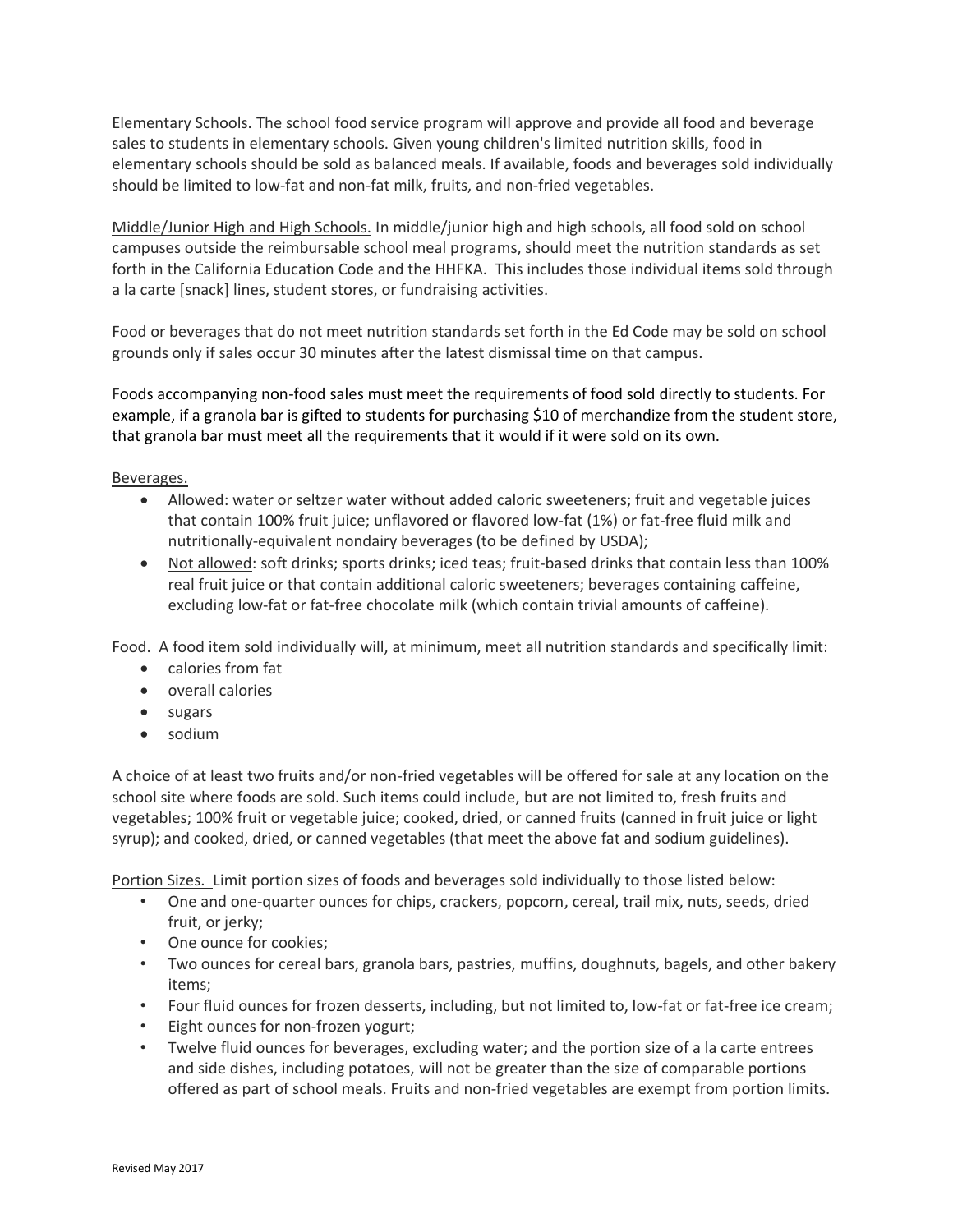Elementary Schools. The school food service program will approve and provide all food and beverage sales to students in elementary schools. Given young children's limited nutrition skills, food in elementary schools should be sold as balanced meals. If available, foods and beverages sold individually should be limited to low-fat and non-fat milk, fruits, and non-fried vegetables.

Middle/Junior High and High Schools. In middle/junior high and high schools, all food sold on school campuses outside the reimbursable school meal programs, should meet the nutrition standards as set forth in the California Education Code and the HHFKA. This includes those individual items sold through a la carte [snack] lines, student stores, or fundraising activities.

Food or beverages that do not meet nutrition standards set forth in the Ed Code may be sold on school grounds only if sales occur 30 minutes after the latest dismissal time on that campus.

Foods accompanying non-food sales must meet the requirements of food sold directly to students. For example, if a granola bar is gifted to students for purchasing $10 of merchandize from the student store, that granola bar must meet all the requirements that it would if it were sold on its own.

Beverages.

- Allowed: water or seltzer water without added caloric sweeteners; fruit and vegetable juices that contain 100% fruit juice; unflavored or flavored low-fat (1%) or fat-free fluid milk and nutritionally-equivalent nondairy beverages (to be defined by USDA);
- Not allowed: soft drinks; sports drinks; iced teas; fruit-based drinks that contain less than 100% real fruit juice or that contain additional caloric sweeteners; beverages containing caffeine, excluding low-fat or fat-free chocolate milk (which contain trivial amounts of caffeine).

Food. A food item sold individually will, at minimum, meet all nutrition standards and specifically limit:

- calories from fat
- overall calories
- sugars
- sodium

A choice of at least two fruits and/or non-fried vegetables will be offered for sale at any location on the school site where foods are sold. Such items could include, but are not limited to, fresh fruits and vegetables; 100% fruit or vegetable juice; cooked, dried, or canned fruits (canned in fruit juice or light syrup); and cooked, dried, or canned vegetables (that meet the above fat and sodium guidelines).

Portion Sizes. Limit portion sizes of foods and beverages sold individually to those listed below:

- One and one-quarter ounces for chips, crackers, popcorn, cereal, trail mix, nuts, seeds, dried fruit, or jerky;
- One ounce for cookies;
- Two ounces for cereal bars, granola bars, pastries, muffins, doughnuts, bagels, and other bakery items;
- Four fluid ounces for frozen desserts, including, but not limited to, low-fat or fat-free ice cream;
- Eight ounces for non-frozen yogurt;
- Twelve fluid ounces for beverages, excluding water; and the portion size of a la carte entrees and side dishes, including potatoes, will not be greater than the size of comparable portions offered as part of school meals. Fruits and non-fried vegetables are exempt from portion limits.

Revised May 2017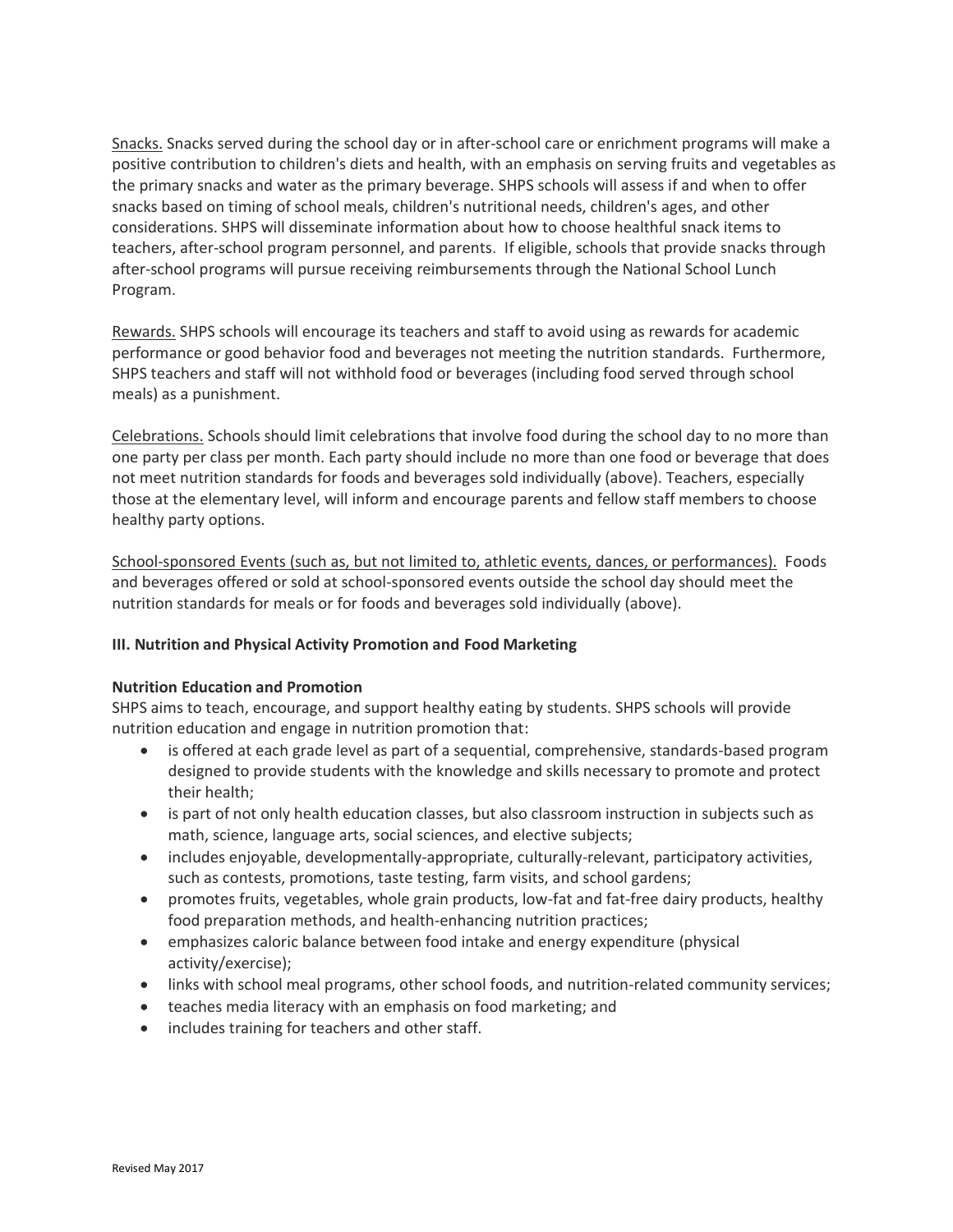Snacks. Snacks served during the school day or in after-school care or enrichment programs will make a positive contribution to children's diets and health, with an emphasis on serving fruits and vegetables as the primary snacks and water as the primary beverage. SHPS schools will assess if and when to offer snacks based on timing of school meals, children's nutritional needs, children's ages, and other considerations. SHPS will disseminate information about how to choose healthful snack items to teachers, after-school program personnel, and parents. If eligible, schools that provide snacks through after-school programs will pursue receiving reimbursements through the National School Lunch Program.

Rewards. SHPS schools will encourage its teachers and staff to avoid using as rewards for academic performance or good behavior food and beverages not meeting the nutrition standards. Furthermore, SHPS teachers and staff will not withhold food or beverages (including food served through school meals) as a punishment.

Celebrations. Schools should limit celebrations that involve food during the school day to no more than one party per class per month. Each party should include no more than one food or beverage that does not meet nutrition standards for foods and beverages sold individually (above). Teachers, especially those at the elementary level, will inform and encourage parents and fellow staff members to choose healthy party options.

School-sponsored Events (such as, but not limited to, athletic events, dances, or performances). Foods and beverages offered or sold at school-sponsored events outside the school day should meet the nutrition standards for meals or for foods and beverages sold individually (above).

### III. Nutrition and Physical Activity Promotion and Food Marketing

**Nutrition Education and Promotion**

SHPS aims to teach, encourage, and support healthy eating by students. SHPS schools will provide nutrition education and engage in nutrition promotion that:

- is offered at each grade level as part of a sequential, comprehensive, standards-based program designed to provide students with the knowledge and skills necessary to promote and protect their health;
- is part of not only health education classes, but also classroom instruction in subjects such as math, science, language arts, social sciences, and elective subjects;
- includes enjoyable, developmentally-appropriate, culturally-relevant, participatory activities, such as contests, promotions, taste testing, farm visits, and school gardens;
- promotes fruits, vegetables, whole grain products, low-fat and fat-free dairy products, healthy food preparation methods, and health-enhancing nutrition practices;
- emphasizes caloric balance between food intake and energy expenditure (physical activity/exercise);
- links with school meal programs, other school foods, and nutrition-related community services;
- teaches media literacy with an emphasis on food marketing; and
- includes training for teachers and other staff.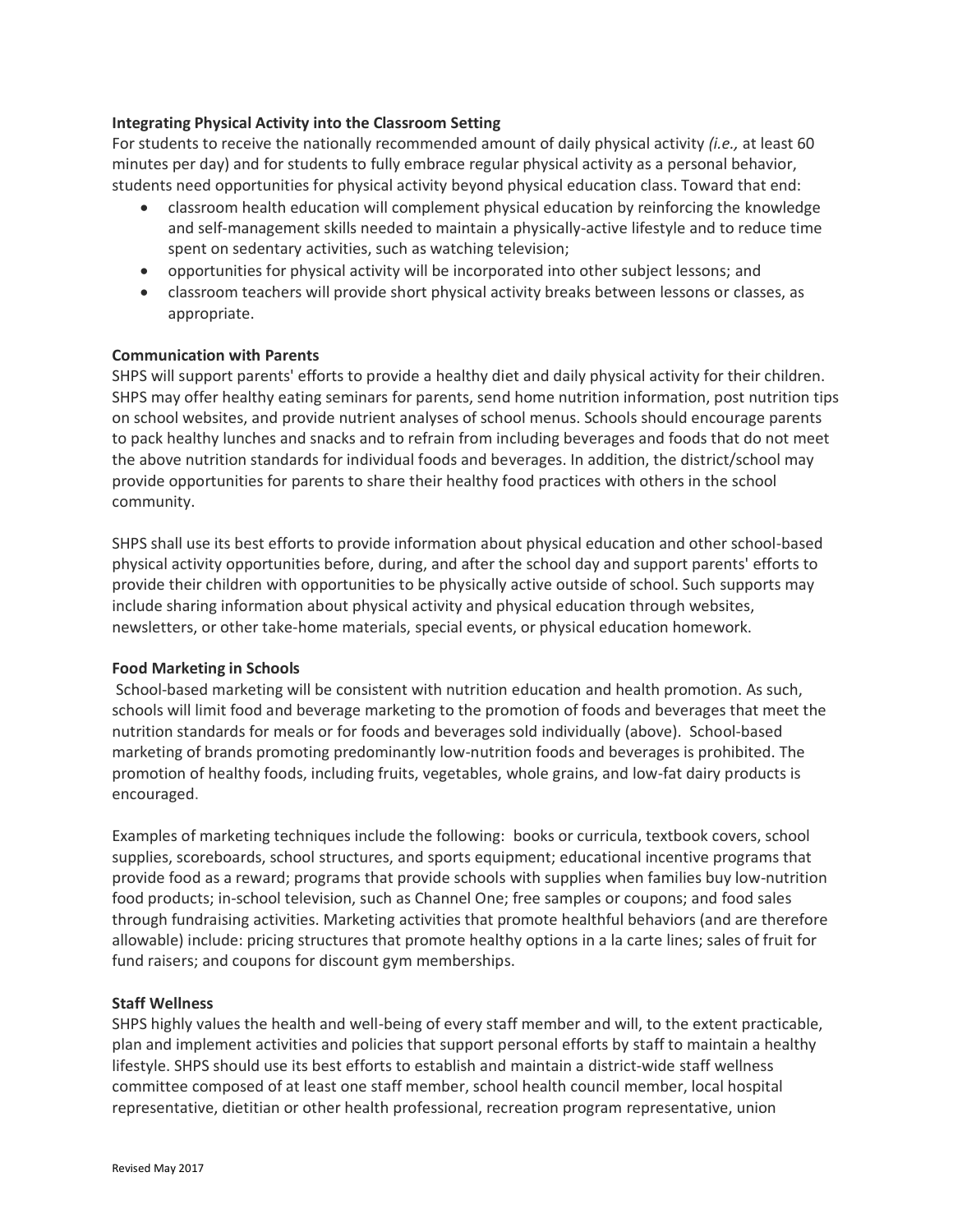**Integrating Physical Activity into the Classroom Setting**

For students to receive the nationally recommended amount of daily physical activity *(i.e.,* at least 60 minutes per day) and for students to fully embrace regular physical activity as a personal behavior, students need opportunities for physical activity beyond physical education class. Toward that end:

- classroom health education will complement physical education by reinforcing the knowledge and self-management skills needed to maintain a physically-active lifestyle and to reduce time spent on sedentary activities, such as watching television;
- opportunities for physical activity will be incorporated into other subject lessons; and
- classroom teachers will provide short physical activity breaks between lessons or classes, as appropriate.

**Communication with Parents**

SHPS will support parents' efforts to provide a healthy diet and daily physical activity for their children. SHPS may offer healthy eating seminars for parents, send home nutrition information, post nutrition tips on school websites, and provide nutrient analyses of school menus. Schools should encourage parents to pack healthy lunches and snacks and to refrain from including beverages and foods that do not meet the above nutrition standards for individual foods and beverages. In addition, the district/school may provide opportunities for parents to share their healthy food practices with others in the school community.

SHPS shall use its best efforts to provide information about physical education and other school-based physical activity opportunities before, during, and after the school day and support parents' efforts to provide their children with opportunities to be physically active outside of school. Such supports may include sharing information about physical activity and physical education through websites, newsletters, or other take-home materials, special events, or physical education homework.

**Food Marketing in Schools**

School-based marketing will be consistent with nutrition education and health promotion. As such, schools will limit food and beverage marketing to the promotion of foods and beverages that meet the nutrition standards for meals or for foods and beverages sold individually (above). School-based marketing of brands promoting predominantly low-nutrition foods and beverages is prohibited. The promotion of healthy foods, including fruits, vegetables, whole grains, and low-fat dairy products is encouraged.

Examples of marketing techniques include the following: books or curricula, textbook covers, school supplies, scoreboards, school structures, and sports equipment; educational incentive programs that provide food as a reward; programs that provide schools with supplies when families buy low-nutrition food products; in-school television, such as Channel One; free samples or coupons; and food sales through fundraising activities. Marketing activities that promote healthful behaviors (and are therefore allowable) include: pricing structures that promote healthy options in a la carte lines; sales of fruit for fund raisers; and coupons for discount gym memberships.

**Staff Wellness**

SHPS highly values the health and well-being of every staff member and will, to the extent practicable, plan and implement activities and policies that support personal efforts by staff to maintain a healthy lifestyle. SHPS should use its best efforts to establish and maintain a district-wide staff wellness committee composed of at least one staff member, school health council member, local hospital representative, dietitian or other health professional, recreation program representative, union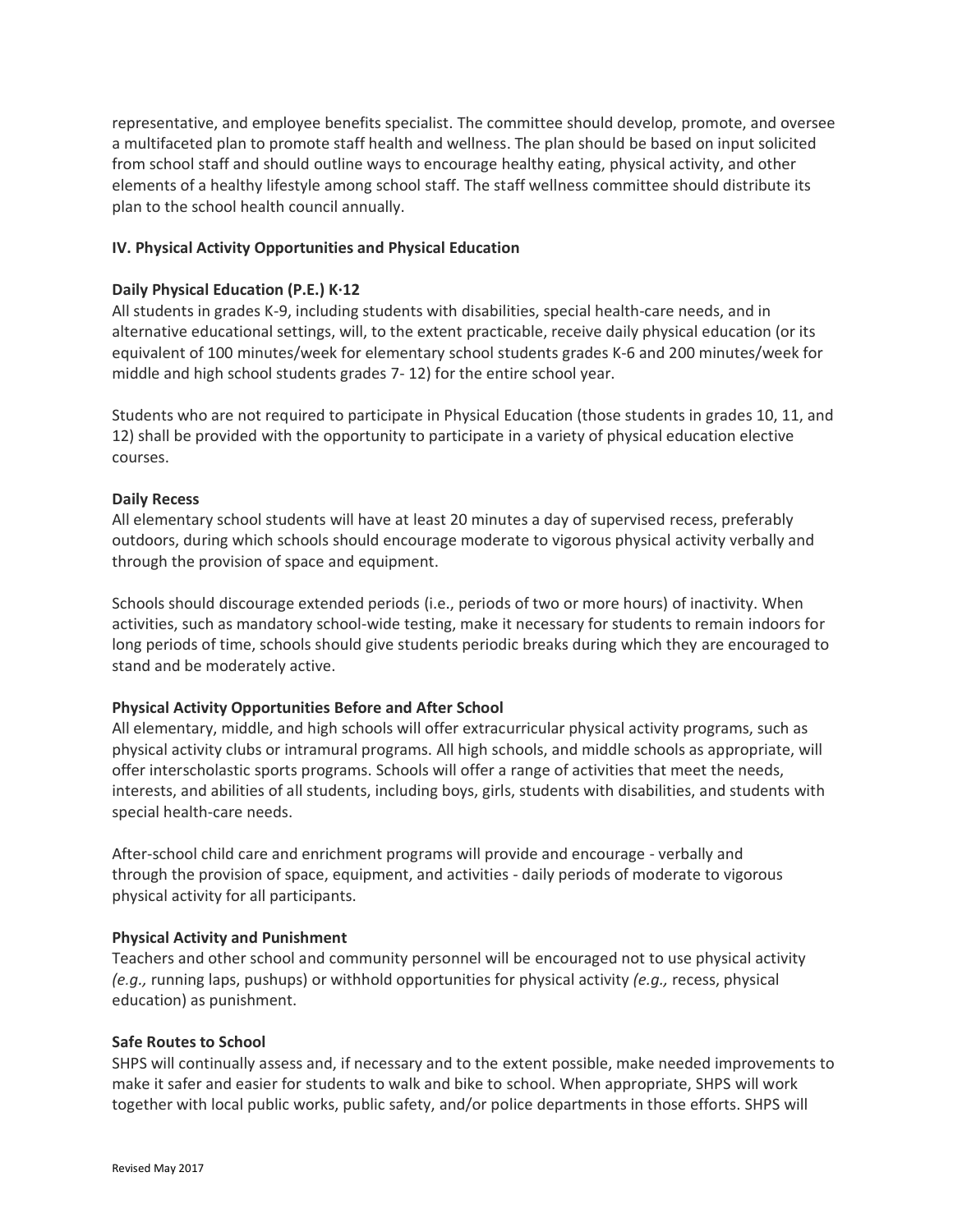representative, and employee benefits specialist. The committee should develop, promote, and oversee a multifaceted plan to promote staff health and wellness. The plan should be based on input solicited from school staff and should outline ways to encourage healthy eating, physical activity, and other elements of a healthy lifestyle among school staff. The staff wellness committee should distribute its plan to the school health council annually.

### IV. Physical Activity Opportunities and Physical Education

**Daily Physical Education (P.E.) K·12**

All students in grades K-9, including students with disabilities, special health-care needs, and in alternative educational settings, will, to the extent practicable, receive daily physical education (or its equivalent of 100 minutes/week for elementary school students grades K-6 and 200 minutes/week for middle and high school students grades 7- 12) for the entire school year.

Students who are not required to participate in Physical Education (those students in grades 10, 11, and 12) shall be provided with the opportunity to participate in a variety of physical education elective courses.

**Daily Recess**

All elementary school students will have at least 20 minutes a day of supervised recess, preferably outdoors, during which schools should encourage moderate to vigorous physical activity verbally and through the provision of space and equipment.

Schools should discourage extended periods (i.e., periods of two or more hours) of inactivity. When activities, such as mandatory school-wide testing, make it necessary for students to remain indoors for long periods of time, schools should give students periodic breaks during which they are encouraged to stand and be moderately active.

**Physical Activity Opportunities Before and After School**

All elementary, middle, and high schools will offer extracurricular physical activity programs, such as physical activity clubs or intramural programs. All high schools, and middle schools as appropriate, will offer interscholastic sports programs. Schools will offer a range of activities that meet the needs, interests, and abilities of all students, including boys, girls, students with disabilities, and students with special health-care needs.

After-school child care and enrichment programs will provide and encourage - verbally and through the provision of space, equipment, and activities - daily periods of moderate to vigorous physical activity for all participants.

**Physical Activity and Punishment**

Teachers and other school and community personnel will be encouraged not to use physical activity *(e.g.,* running laps, pushups) or withhold opportunities for physical activity *(e.g.,* recess, physical education) as punishment.

**Safe Routes to School**

SHPS will continually assess and, if necessary and to the extent possible, make needed improvements to make it safer and easier for students to walk and bike to school. When appropriate, SHPS will work together with local public works, public safety, and/or police departments in those efforts. SHPS will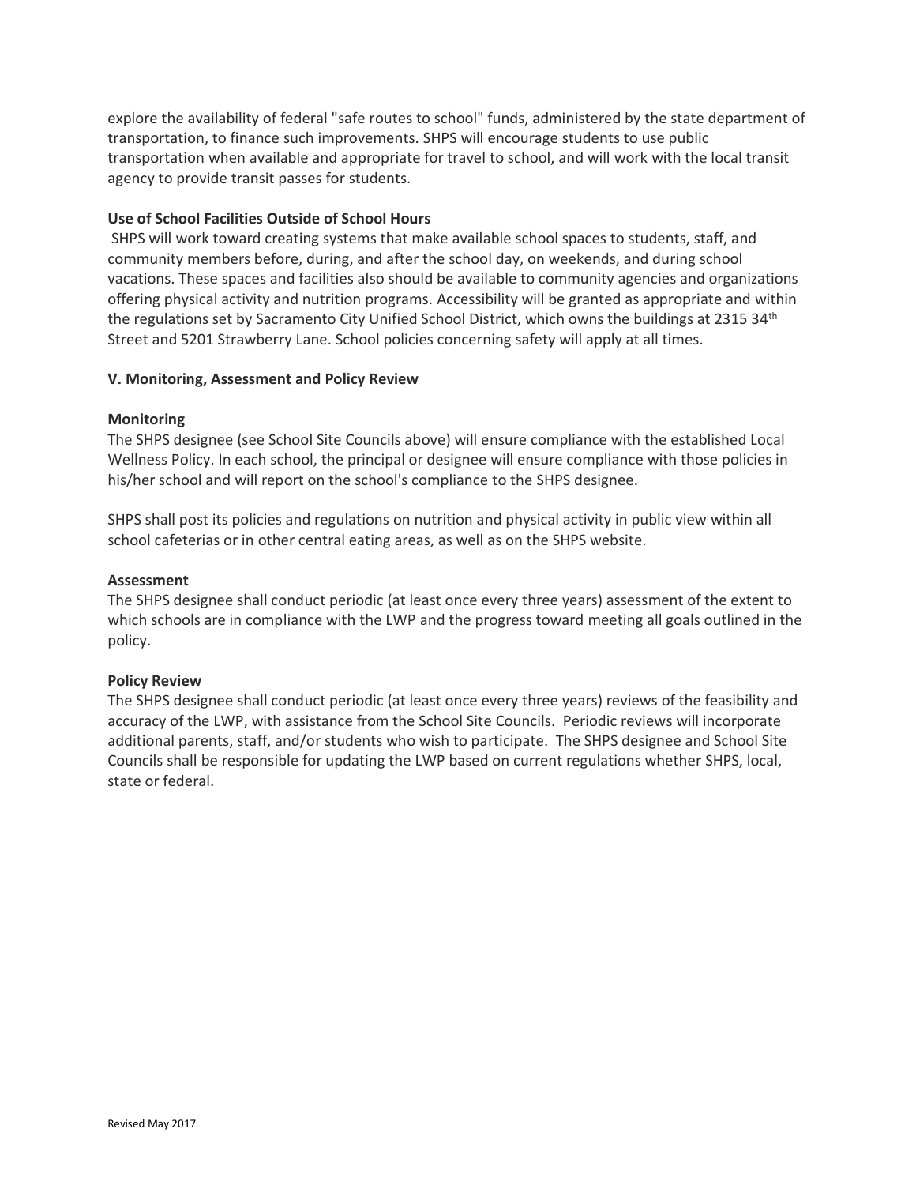explore the availability of federal "safe routes to school" funds, administered by the state department of transportation, to finance such improvements. SHPS will encourage students to use public transportation when available and appropriate for travel to school, and will work with the local transit agency to provide transit passes for students.

**Use of School Facilities Outside of School Hours**

SHPS will work toward creating systems that make available school spaces to students, staff, and community members before, during, and after the school day, on weekends, and during school vacations. These spaces and facilities also should be available to community agencies and organizations offering physical activity and nutrition programs. Accessibility will be granted as appropriate and within the regulations set by Sacramento City Unified School District, which owns the buildings at 2315 34th Street and 5201 Strawberry Lane. School policies concerning safety will apply at all times.

**V. Monitoring, Assessment and Policy Review**

**Monitoring**

The SHPS designee (see School Site Councils above) will ensure compliance with the established Local Wellness Policy. In each school, the principal or designee will ensure compliance with those policies in his/her school and will report on the school's compliance to the SHPS designee.

SHPS shall post its policies and regulations on nutrition and physical activity in public view within all school cafeterias or in other central eating areas, as well as on the SHPS website.

**Assessment**

The SHPS designee shall conduct periodic (at least once every three years) assessment of the extent to which schools are in compliance with the LWP and the progress toward meeting all goals outlined in the policy.

**Policy Review**

The SHPS designee shall conduct periodic (at least once every three years) reviews of the feasibility and accuracy of the LWP, with assistance from the School Site Councils. Periodic reviews will incorporate additional parents, staff, and/or students who wish to participate. The SHPS designee and School Site Councils shall be responsible for updating the LWP based on current regulations whether SHPS, local, state or federal.

Revised May 2017